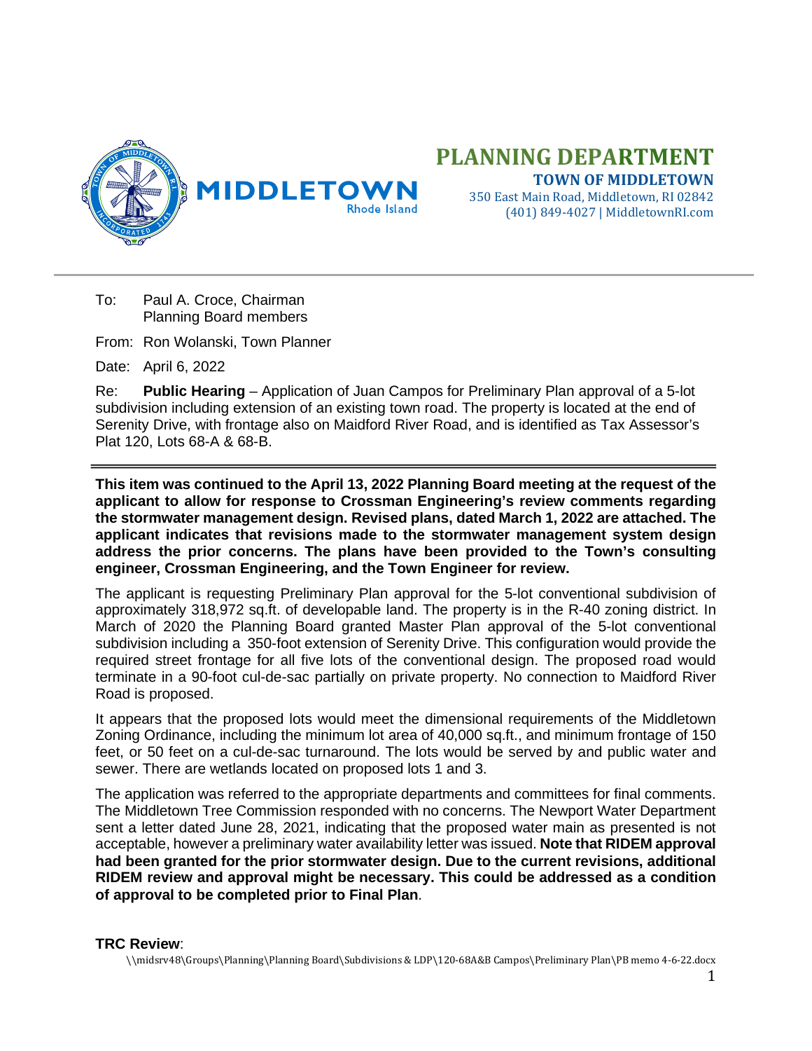# PLANNING DEPARTMENT

**TOWN OF MIDDLETOWN**
350 East Main Road, Middletown, RI 02842
(401) 849-4027 | MiddletownRI.com

---

To: Paul A. Croce, Chairman
Planning Board members

From: Ron Wolanski, Town Planner

Date: April 6, 2022

Re: **Public Hearing** – Application of Juan Campos for Preliminary Plan approval of a 5-lot subdivision including extension of an existing town road. The property is located at the end of Serenity Drive, with frontage also on Maidford River Road, and is identified as Tax Assessor's Plat 120, Lots 68-A & 68-B.

---

**This item was continued to the April 13, 2022 Planning Board meeting at the request of the applicant to allow for response to Crossman Engineering's review comments regarding the stormwater management design. Revised plans, dated March 1, 2022 are attached. The applicant indicates that revisions made to the stormwater management system design address the prior concerns. The plans have been provided to the Town's consulting engineer, Crossman Engineering, and the Town Engineer for review.**

The applicant is requesting Preliminary Plan approval for the 5-lot conventional subdivision of approximately 318,972 sq.ft. of developable land. The property is in the R-40 zoning district. In March of 2020 the Planning Board granted Master Plan approval of the 5-lot conventional subdivision including a 350-foot extension of Serenity Drive. This configuration would provide the required street frontage for all five lots of the conventional design. The proposed road would terminate in a 90-foot cul-de-sac partially on private property. No connection to Maidford River Road is proposed.

It appears that the proposed lots would meet the dimensional requirements of the Middletown Zoning Ordinance, including the minimum lot area of 40,000 sq.ft., and minimum frontage of 150 feet, or 50 feet on a cul-de-sac turnaround. The lots would be served by and public water and sewer. There are wetlands located on proposed lots 1 and 3.

The application was referred to the appropriate departments and committees for final comments. The Middletown Tree Commission responded with no concerns. The Newport Water Department sent a letter dated June 28, 2021, indicating that the proposed water main as presented is not acceptable, however a preliminary water availability letter was issued. **Note that RIDEM approval had been granted for the prior stormwater design. Due to the current revisions, additional RIDEM review and approval might be necessary. This could be addressed as a condition of approval to be completed prior to Final Plan**.

**TRC Review**: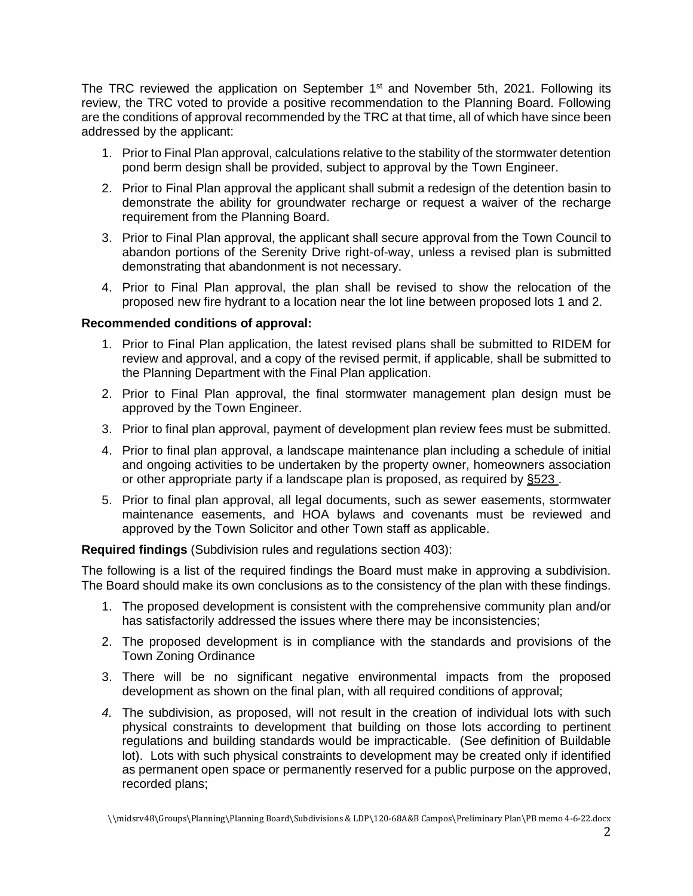The TRC reviewed the application on September 1st and November 5th, 2021. Following its review, the TRC voted to provide a positive recommendation to the Planning Board. Following are the conditions of approval recommended by the TRC at that time, all of which have since been addressed by the applicant:

1. Prior to Final Plan approval, calculations relative to the stability of the stormwater detention pond berm design shall be provided, subject to approval by the Town Engineer.
2. Prior to Final Plan approval the applicant shall submit a redesign of the detention basin to demonstrate the ability for groundwater recharge or request a waiver of the recharge requirement from the Planning Board.
3. Prior to Final Plan approval, the applicant shall secure approval from the Town Council to abandon portions of the Serenity Drive right-of-way, unless a revised plan is submitted demonstrating that abandonment is not necessary.
4. Prior to Final Plan approval, the plan shall be revised to show the relocation of the proposed new fire hydrant to a location near the lot line between proposed lots 1 and 2.

**Recommended conditions of approval:**

1. Prior to Final Plan application, the latest revised plans shall be submitted to RIDEM for review and approval, and a copy of the revised permit, if applicable, shall be submitted to the Planning Department with the Final Plan application.
2. Prior to Final Plan approval, the final stormwater management plan design must be approved by the Town Engineer.
3. Prior to final plan approval, payment of development plan review fees must be submitted.
4. Prior to final plan approval, a landscape maintenance plan including a schedule of initial and ongoing activities to be undertaken by the property owner, homeowners association or other appropriate party if a landscape plan is proposed, as required by §523 .
5. Prior to final plan approval, all legal documents, such as sewer easements, stormwater maintenance easements, and HOA bylaws and covenants must be reviewed and approved by the Town Solicitor and other Town staff as applicable.

**Required findings** (Subdivision rules and regulations section 403):

The following is a list of the required findings the Board must make in approving a subdivision. The Board should make its own conclusions as to the consistency of the plan with these findings.

1. The proposed development is consistent with the comprehensive community plan and/or has satisfactorily addressed the issues where there may be inconsistencies;
2. The proposed development is in compliance with the standards and provisions of the Town Zoning Ordinance
3. There will be no significant negative environmental impacts from the proposed development as shown on the final plan, with all required conditions of approval;
4. The subdivision, as proposed, will not result in the creation of individual lots with such physical constraints to development that building on those lots according to pertinent regulations and building standards would be impracticable. (See definition of Buildable lot). Lots with such physical constraints to development may be created only if identified as permanent open space or permanently reserved for a public purpose on the approved, recorded plans;

\\midsrv48\Groups\Planning\Planning Board\Subdivisions & LDP\120-68A&B Campos\Preliminary Plan\PB memo 4-6-22.docx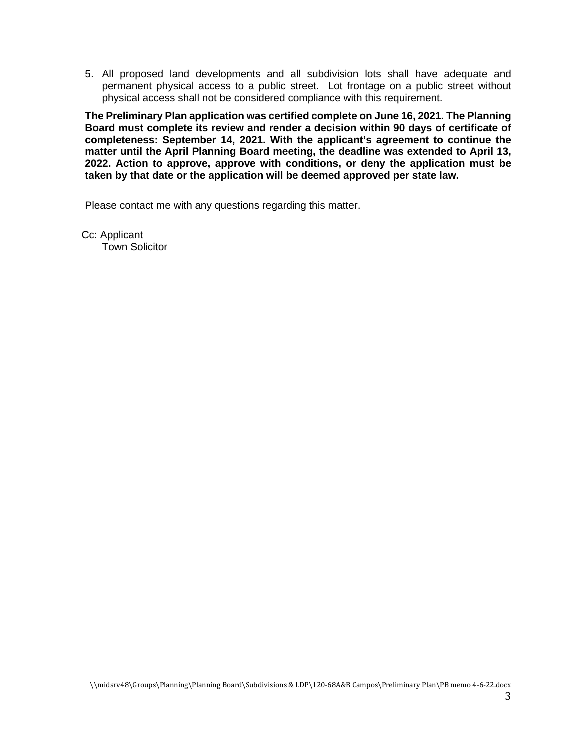5. All proposed land developments and all subdivision lots shall have adequate and permanent physical access to a public street. Lot frontage on a public street without physical access shall not be considered compliance with this requirement.

**The Preliminary Plan application was certified complete on June 16, 2021. The Planning Board must complete its review and render a decision within 90 days of certificate of completeness: September 14, 2021. With the applicant's agreement to continue the matter until the April Planning Board meeting, the deadline was extended to April 13, 2022. Action to approve, approve with conditions, or deny the application must be taken by that date or the application will be deemed approved per state law.**

Please contact me with any questions regarding this matter.

Cc: Applicant
Town Solicitor

\\midsrv48\Groups\Planning\Planning Board\Subdivisions & LDP\120-68A&B Campos\Preliminary Plan\PB memo 4-6-22.docx